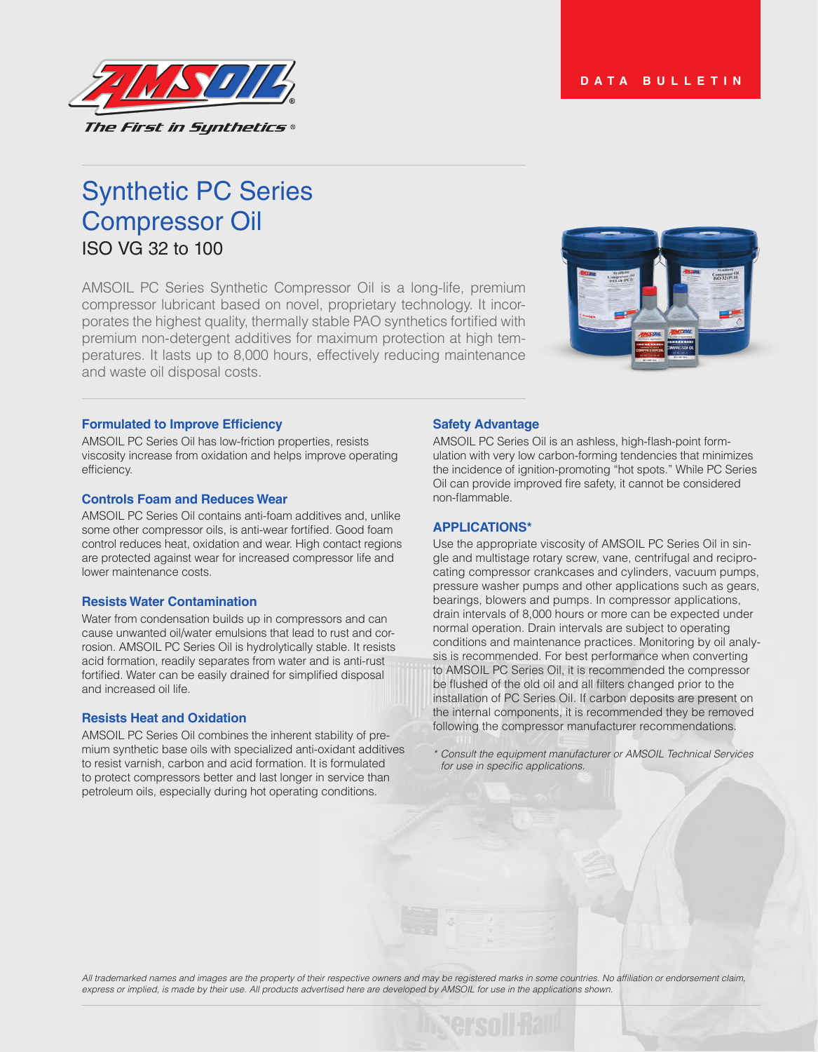DATA BULLETIN

# Synthetic PC Series Compressor Oil

## ISO VG 32 to 100

AMSOIL PC Series Synthetic Compressor Oil is a long-life, premium compressor lubricant based on novel, proprietary technology. It incorporates the highest quality, thermally stable PAO synthetics fortified with premium non-detergent additives for maximum protection at high temperatures. It lasts up to 8,000 hours, effectively reducing maintenance and waste oil disposal costs.

### Formulated to Improve Efficiency

AMSOIL PC Series Oil has low-friction properties, resists viscosity increase from oxidation and helps improve operating efficiency.

### Controls Foam and Reduces Wear

AMSOIL PC Series Oil contains anti-foam additives and, unlike some other compressor oils, is anti-wear fortified. Good foam control reduces heat, oxidation and wear. High contact regions are protected against wear for increased compressor life and lower maintenance costs.

### Resists Water Contamination

Water from condensation builds up in compressors and can cause unwanted oil/water emulsions that lead to rust and corrosion. AMSOIL PC Series Oil is hydrolytically stable. It resists acid formation, readily separates from water and is anti-rust fortified. Water can be easily drained for simplified disposal and increased oil life.

### Resists Heat and Oxidation

AMSOIL PC Series Oil combines the inherent stability of premium synthetic base oils with specialized anti-oxidant additives to resist varnish, carbon and acid formation. It is formulated to protect compressors better and last longer in service than petroleum oils, especially during hot operating conditions.

### Safety Advantage

AMSOIL PC Series Oil is an ashless, high-flash-point formulation with very low carbon-forming tendencies that minimizes the incidence of ignition-promoting "hot spots." While PC Series Oil can provide improved fire safety, it cannot be considered non-flammable.

### APPLICATIONS*

Use the appropriate viscosity of AMSOIL PC Series Oil in single and multistage rotary screw, vane, centrifugal and reciprocating compressor crankcases and cylinders, vacuum pumps, pressure washer pumps and other applications such as gears, bearings, blowers and pumps. In compressor applications, drain intervals of 8,000 hours or more can be expected under normal operation. Drain intervals are subject to operating conditions and maintenance practices. Monitoring by oil analysis is recommended. For best performance when converting to AMSOIL PC Series Oil, it is recommended the compressor be flushed of the old oil and all filters changed prior to the installation of PC Series Oil. If carbon deposits are present on the internal components, it is recommended they be removed following the compressor manufacturer recommendations.

*\* Consult the equipment manufacturer or AMSOIL Technical Services for use in specific applications.*

*All trademarked names and images are the property of their respective owners and may be registered marks in some countries. No affiliation or endorsement claim, express or implied, is made by their use. All products advertised here are developed by AMSOIL for use in the applications shown.*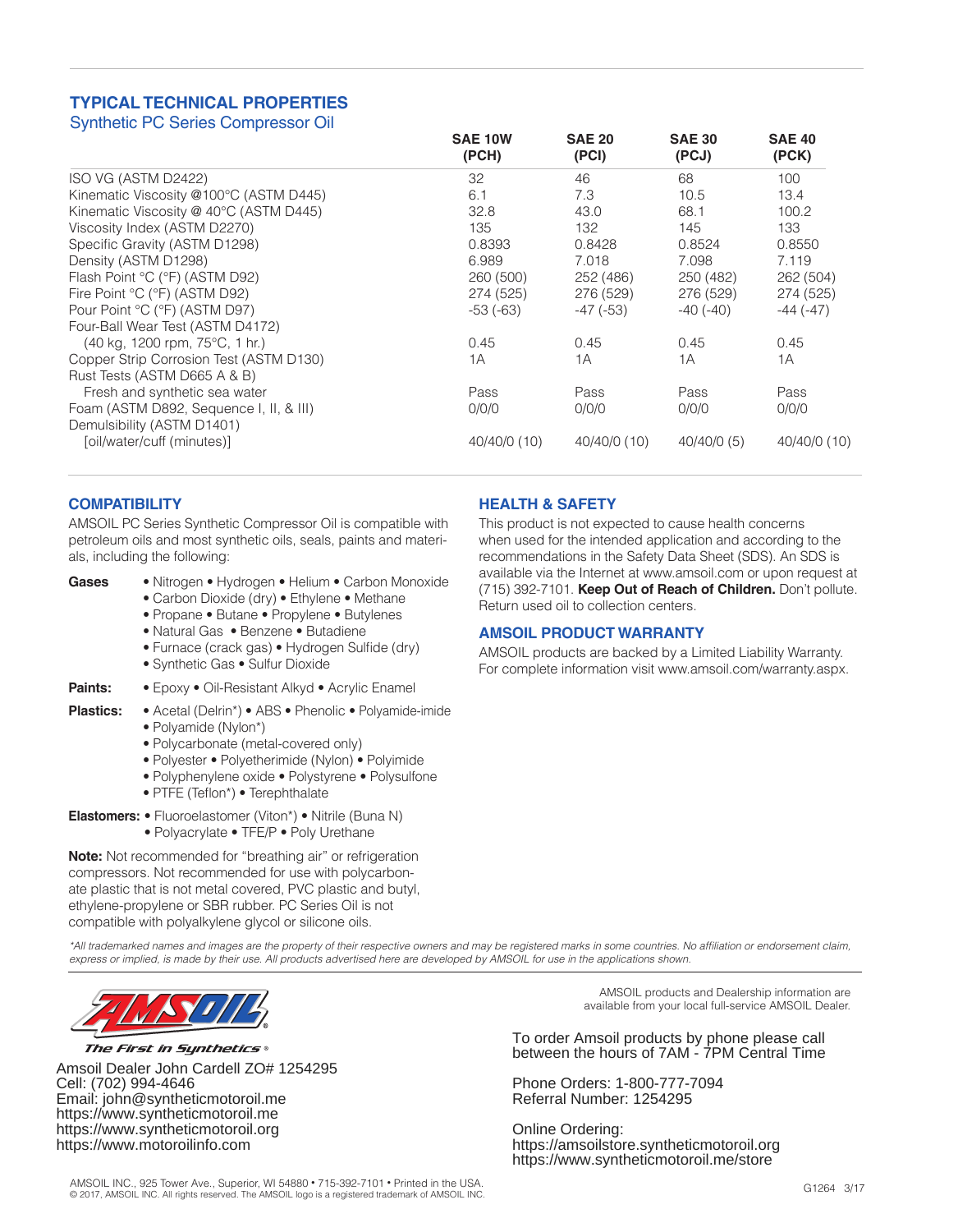## TYPICAL TECHNICAL PROPERTIES

Synthetic PC Series Compressor Oil

| | SAE 10W (PCH) | SAE 20 (PCI) | SAE 30 (PCJ) | SAE 40 (PCK) |
|---|---|---|---|---|
| ISO VG (ASTM D2422) | 32 | 46 | 68 | 100 |
| Kinematic Viscosity @100°C (ASTM D445) | 6.1 | 7.3 | 10.5 | 13.4 |
| Kinematic Viscosity @ 40°C (ASTM D445) | 32.8 | 43.0 | 68.1 | 100.2 |
| Viscosity Index (ASTM D2270) | 135 | 132 | 145 | 133 |
| Specific Gravity (ASTM D1298) | 0.8393 | 0.8428 | 0.8524 | 0.8550 |
| Density (ASTM D1298) | 6.989 | 7.018 | 7.098 | 7.119 |
| Flash Point °C (°F) (ASTM D92) | 260 (500) | 252 (486) | 250 (482) | 262 (504) |
| Fire Point °C (°F) (ASTM D92) | 274 (525) | 276 (529) | 276 (529) | 274 (525) |
| Pour Point °C (°F) (ASTM D97) | -53 (-63) | -47 (-53) | -40 (-40) | -44 (-47) |
| Four-Ball Wear Test (ASTM D4172) (40 kg, 1200 rpm, 75°C, 1 hr.) | 0.45 | 0.45 | 0.45 | 0.45 |
| Copper Strip Corrosion Test (ASTM D130) | 1A | 1A | 1A | 1A |
| Rust Tests (ASTM D665 A & B) Fresh and synthetic sea water | Pass | Pass | Pass | Pass |
| Foam (ASTM D892, Sequence I, II, & III) | 0/0/0 | 0/0/0 | 0/0/0 | 0/0/0 |
| Demulsibility (ASTM D1401) [oil/water/cuff (minutes)] | 40/40/0 (10) | 40/40/0 (10) | 40/40/0 (5) | 40/40/0 (10) |

## COMPATIBILITY

AMSOIL PC Series Synthetic Compressor Oil is compatible with petroleum oils and most synthetic oils, seals, paints and materials, including the following:

**Gases** • Nitrogen • Hydrogen • Helium • Carbon Monoxide • Carbon Dioxide (dry) • Ethylene • Methane • Propane • Butane • Propylene • Butylenes • Natural Gas • Benzene • Butadiene • Furnace (crack gas) • Hydrogen Sulfide (dry) • Synthetic Gas • Sulfur Dioxide

**Paints:** • Epoxy • Oil-Resistant Alkyd • Acrylic Enamel

**Plastics:** • Acetal (Delrin*) • ABS • Phenolic • Polyamide-imide • Polyamide (Nylon*) • Polycarbonate (metal-covered only) • Polyester • Polyetherimide (Nylon) • Polyimide • Polyphenylene oxide • Polystyrene • Polysulfone • PTFE (Teflon*) • Terephthalate

**Elastomers:** • Fluoroelastomer (Viton*) • Nitrile (Buna N) • Polyacrylate • TFE/P • Poly Urethane

**Note:** Not recommended for "breathing air" or refrigeration compressors. Not recommended for use with polycarbonate plastic that is not metal covered, PVC plastic and butyl, ethylene-propylene or SBR rubber. PC Series Oil is not compatible with polyalkylene glycol or silicone oils.

## HEALTH & SAFETY

This product is not expected to cause health concerns when used for the intended application and according to the recommendations in the Safety Data Sheet (SDS). An SDS is available via the Internet at www.amsoil.com or upon request at (715) 392-7101. **Keep Out of Reach of Children.** Don't pollute. Return used oil to collection centers.

## AMSOIL PRODUCT WARRANTY

AMSOIL products are backed by a Limited Liability Warranty. For complete information visit www.amsoil.com/warranty.aspx.

*\*All trademarked names and images are the property of their respective owners and may be registered marks in some countries. No affiliation or endorsement claim, express or implied, is made by their use. All products advertised here are developed by AMSOIL for use in the applications shown.*

AMSOIL

*The First in Synthetics®*

Amsoil Dealer John Cardell ZO# 1254295
Cell: (702) 994-4646
Email: john@syntheticmotoroil.me
https://www.syntheticmotoroil.me
https://www.syntheticmotoroil.org
https://www.motoroilinfo.com

AMSOIL products and Dealership information are available from your local full-service AMSOIL Dealer.

To order Amsoil products by phone please call between the hours of 7AM - 7PM Central Time

Phone Orders: 1-800-777-7094
Referral Number: 1254295

Online Ordering:
https://amsoilstore.syntheticmotoroil.org
https://www.syntheticmotoroil.me/store

AMSOIL INC., 925 Tower Ave., Superior, WI 54880 • 715-392-7101 • Printed in the USA.
© 2017, AMSOIL INC. All rights reserved. The AMSOIL logo is a registered trademark of AMSOIL INC.

G1264 3/17